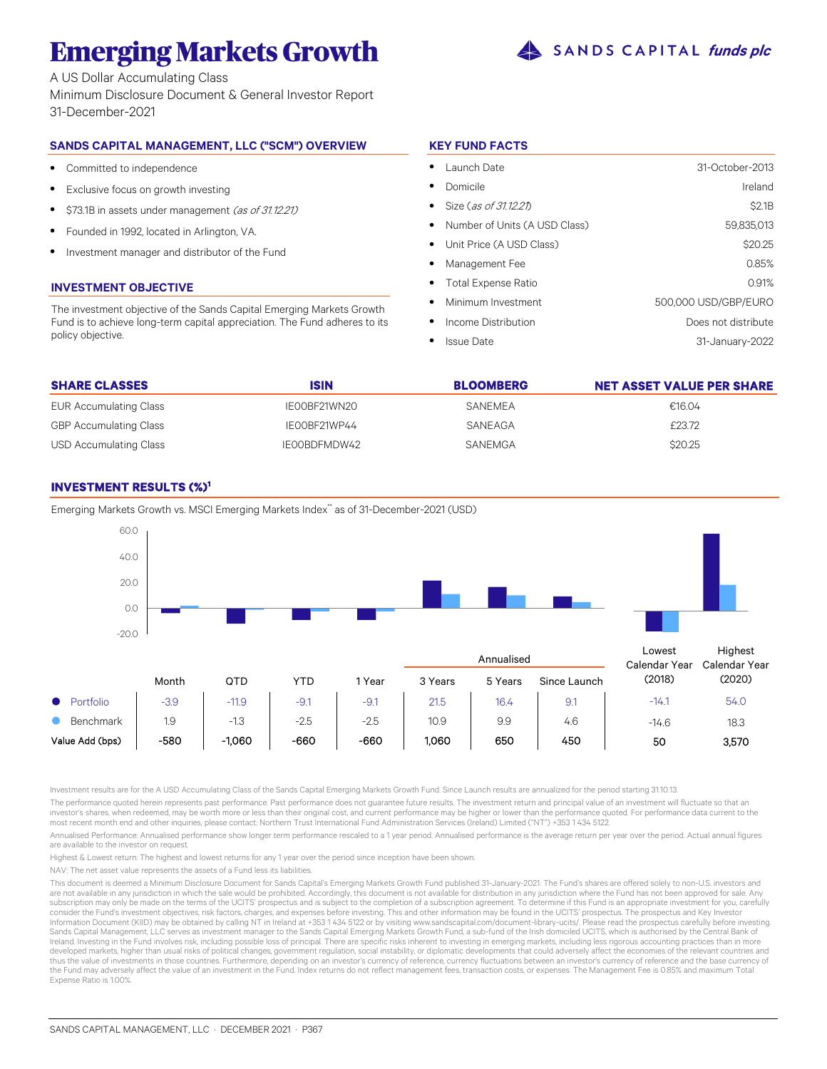# Emerging Markets Growth

A US Dollar Accumulating Class
Minimum Disclosure Document & General Investor Report
31-December-2021

SANDS CAPITAL *funds plc*

## SANDS CAPITAL MANAGEMENT, LLC ("SCM") OVERVIEW

- Committed to independence
- Exclusive focus on growth investing
- $73.1B in assets under management *(as of 31.12.21)*
- Founded in 1992, located in Arlington, VA.
- Investment manager and distributor of the Fund

## INVESTMENT OBJECTIVE

The investment objective of the Sands Capital Emerging Markets Growth Fund is to achieve long-term capital appreciation. The Fund adheres to its policy objective.

## KEY FUND FACTS

| | |
|---|---|
| Launch Date | 31-October-2013 |
| Domicile | Ireland |
| Size *(as of 31.12.21)* | $2.1B |
| Number of Units (A USD Class) | 59,835,013 |
| Unit Price (A USD Class) | $20.25 |
| Management Fee | 0.85% |
| Total Expense Ratio | 0.91% |
| Minimum Investment | 500,000 USD/GBP/EURO |
| Income Distribution | Does not distribute |
| Issue Date | 31-January-2022 |

| SHARE CLASSES | ISIN | BLOOMBERG | NET ASSET VALUE PER SHARE |
|---|---|---|---|
| EUR Accumulating Class | IE00BF21WN20 | SANEMEA | €16.04 |
| GBP Accumulating Class | IE00BF21WP44 | SANEAGA | £23.72 |
| USD Accumulating Class | IE00BDFMDW42 | SANEMGA | $20.25 |

## INVESTMENT RESULTS (%)[1]

Emerging Markets Growth vs. MSCI Emerging Markets Index** as of 31-December-2021 (USD)

| | Month | QTD | YTD | 1 Year | 3 Years (Annualised) | 5 Years (Annualised) | Since Launch (Annualised) | Lowest Calendar Year (2018) | Highest Calendar Year (2020) |
|---|---|---|---|---|---|---|---|---|---|
| Portfolio | -3.9 | -11.9 | -9.1 | -9.1 | 21.5 | 16.4 | 9.1 | -14.1 | 54.0 |
| Benchmark | 1.9 | -1.3 | -2.5 | -2.5 | 10.9 | 9.9 | 4.6 | -14.6 | 18.3 |
| Value Add (bps) | -580 | -1,060 | -660 | -660 | 1,060 | 650 | 450 | 50 | 3,570 |

Investment results are for the A USD Accumulating Class of the Sands Capital Emerging Markets Growth Fund. Since Launch results are annualized for the period starting 31.10.13.

The performance quoted herein represents past performance. Past performance does not guarantee future results. The investment return and principal value of an investment will fluctuate so that an investor's shares, when redeemed, may be worth more or less than their original cost, and current performance may be higher or lower than the performance quoted. For performance data current to the most recent month end and other inquiries, please contact: Northern Trust International Fund Administration Services (Ireland) Limited ("NT") +353 1 434 5122.

Annualised Performance: Annualised performance show longer term performance rescaled to a 1 year period. Annualised performance is the average return per year over the period. Actual annual figures are available to the investor on request.

Highest & Lowest return: The highest and lowest returns for any 1 year over the period since inception have been shown.

NAV: The net asset value represents the assets of a Fund less its liabilities.

This document is deemed a Minimum Disclosure Document for Sands Capital's Emerging Markets Growth Fund published 31-January-2021. The Fund's shares are offered solely to non-U.S. investors and are not available in any jurisdiction in which the sale would be prohibited. Accordingly, this document is not available for distribution in any jurisdiction where the Fund has not been approved for sale. Any subscription may only be made on the terms of the UCITS' prospectus and is subject to the completion of a subscription agreement. To determine if this Fund is an appropriate investment for you, carefully consider the Fund's investment objectives, risk factors, charges, and expenses before investing. This and other information may be found in the UCITS' prospectus. The prospectus and Key Investor Information Document (KIID) may be obtained by calling NT in Ireland at +353 1 434 5122 or by visiting www.sandscapital.com/document-library-ucits/. Please read the prospectus carefully before investing. Sands Capital Management, LLC serves as investment manager to the Sands Capital Emerging Markets Growth Fund, a sub-fund of the Irish domiciled UCITS, which is authorised by the Central Bank of Ireland. Investing in the Fund involves risk, including possible loss of principal. There are specific risks inherent to investing in emerging markets, including less rigorous accounting practices than in more developed markets, higher than usual risks of political changes, government regulation, social instability, or diplomatic developments that could adversely affect the economies of the relevant countries and thus the value of investments in those countries. Furthermore, depending on an investor's currency of reference, currency fluctuations between an investor's currency of reference and the base currency of the Fund may adversely affect the value of an investment in the Fund. Index returns do not reflect management fees, transaction costs, or expenses. The Management Fee is 0.85% and maximum Total Expense Ratio is 1.00%.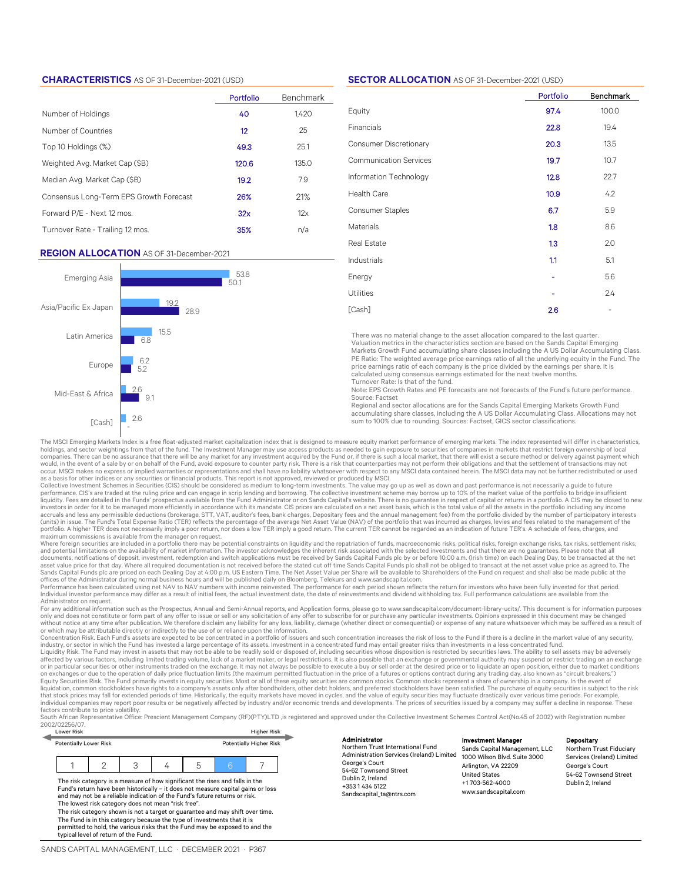## CHARACTERISTICS AS OF 31-December-2021 (USD)

| | Portfolio | Benchmark |
|---|---|---|
| Number of Holdings | 40 | 1,420 |
| Number of Countries | 12 | 25 |
| Top 10 Holdings (%) | 49.3 | 25.1 |
| Weighted Avg. Market Cap ($B) | 120.6 | 135.0 |
| Median Avg. Market Cap ($B) | 19.2 | 7.9 |
| Consensus Long-Term EPS Growth Forecast | 26% | 21% |
| Forward P/E - Next 12 mos. | 32x | 12x |
| Turnover Rate - Trailing 12 mos. | 35% | n/a |

## REGION ALLOCATION AS OF 31-December-2021

Emerging Asia 53.8 50.1
Asia/Pacific Ex Japan 19.2 28.9
Latin America 15.5 6.8
Europe 6.2 5.2
Mid-East & Africa 2.6 9.1
[Cash] 2.6 -

## SECTOR ALLOCATION AS OF 31-December-2021 (USD)

| | Portfolio | Benchmark |
|---|---|---|
| Equity | 97.4 | 100.0 |
| Financials | 22.8 | 19.4 |
| Consumer Discretionary | 20.3 | 13.5 |
| Communication Services | 19.7 | 10.7 |
| Information Technology | 12.8 | 22.7 |
| Health Care | 10.9 | 4.2 |
| Consumer Staples | 6.7 | 5.9 |
| Materials | 1.8 | 8.6 |
| Real Estate | 1.3 | 2.0 |
| Industrials | 1.1 | 5.1 |
| Energy | - | 5.6 |
| Utilities | - | 2.4 |
| [Cash] | 2.6 | - |

There was no material change to the asset allocation compared to the last quarter.
Valuation metrics in the characteristics section are based on the Sands Capital Emerging Markets Growth Fund accumulating share classes including the A US Dollar Accumulating Class.
PE Ratio: The weighted average price earnings ratio of all the underlying equity in the Fund. The price earnings ratio of each company is the price divided by the earnings per share. It is calculated using consensus earnings estimated for the next twelve months.
Turnover Rate: Is that of the fund.
Note: EPS Growth Rates and PE forecasts are not forecasts of the Fund's future performance.
Source: Factset
Regional and sector allocations are for the Sands Capital Emerging Markets Growth Fund accumulating share classes, including the A US Dollar Accumulating Class. Allocations may not sum to 100% due to rounding. Sources: Factset, GICS sector classifications.

The MSCI Emerging Markets Index is a free float-adjusted market capitalization index that is designed to measure equity market performance of emerging markets. The index represented will differ in characteristics, holdings, and sector weightings from that of the fund. The Investment Manager may use access products as needed to gain exposure to securities of companies in markets that restrict foreign ownership of local companies. There can be no assurance that there will be any market for any investment acquired by the Fund or, if there is such a local market, that there will exist a secure method or delivery against payment which would, in the event of a sale by or on behalf of the Fund, avoid exposure to counter party risk. There is a risk that counterparties may not perform their obligations and that the settlement of transactions may not occur. MSCI makes no express or implied warranties or representations and shall have no liability whatsoever with respect to any MSCI data contained herein. The MSCI data may not be further redistributed or used as a basis for other indices or any securities or financial products. This report is not approved, reviewed or produced by MSCI.
Collective Investment Schemes in Securities (CIS) should be considered as medium to long-term investments. The value may go up as well as down and past performance is not necessarily a guide to future performance. CIS's are traded at the ruling price and can engage in scrip lending and borrowing. The collective investment scheme may borrow up to 10% of the market value of the portfolio to bridge insufficient liquidity. Fees are detailed in the Funds' prospectus available from the Fund Administrator or on Sands Capital's website. There is no guarantee in respect of capital or returns in a portfolio. A CIS may be closed to new investors in order for it to be managed more efficiently in accordance with its mandate. CIS prices are calculated on a net asset basis, which is the total value of all the assets in the portfolio including any income accruals and less any permissible deductions (brokerage, STT, VAT, auditor's fees, bank charges, Depositary fees and the annual management fee) from the portfolio divided by the number of participatory interests (units) in issue. The Fund's Total Expense Ratio (TER) reflects the percentage of the average Net Asset Value (NAV) of the portfolio that was incurred as charges, levies and fees related to the management of the portfolio. A higher TER does not necessarily imply a poor return, nor does a low TER imply a good return. The current TER cannot be regarded as an indication of future TER's. A schedule of fees, charges, and maximum commissions is available from the manager on request.
Where foreign securities are included in a portfolio there may be potential constraints on liquidity and the repatriation of funds, macroeconomic risks, political risks, foreign exchange risks, tax risks, settlement risks; and potential limitations on the availability of market information. The investor acknowledges the inherent risk associated with the selected investments and that there are no guarantees. Please note that all documents, notifications of deposit, investment, redemption and switch applications must be received by Sands Capital Funds plc by or before 10:00 a.m. (Irish time) on each Dealing Day, to be transacted at the net asset value price for that day. Where all required documentation is not received before the stated cut off time Sands Capital Funds plc shall not be obliged to transact at the net asset value price as agreed to. The Sands Capital Funds plc are priced on each Dealing Day at 4:00 p.m. US Eastern Time. The Net Asset Value per Share will be available to Shareholders of the Fund on request and shall also be made public at the offices of the Administrator during normal business hours and will be published daily on Bloomberg, Telekurs and www.sandscapital.com.
Performance has been calculated using net NAV to NAV numbers with income reinvested. The performance for each period shown reflects the return for investors who have been fully invested for that period. Individual investor performance may differ as a result of initial fees, the actual investment date, the date of reinvestments and dividend withholding tax. Full performance calculations are available from the Administrator on request.
For any additional information such as the Prospectus, Annual and Semi-Annual reports, and Application forms, please go to www.sandscapital.com/document-library-ucits/. This document is for information purposes only and does not constitute or form part of any offer to issue or sell or any solicitation of any offer to subscribe for or purchase any particular investments. Opinions expressed in this document may be changed without notice at any time after publication. We therefore disclaim any liability for any loss, liability, damage (whether direct or consequential) or expense of any nature whatsoever which may be suffered as a result of or which may be attributable directly or indirectly to the use of or reliance upon the information.
Concentration Risk. Each Fund's assets are expected to be concentrated in a portfolio of issuers and such concentration increases the risk of loss to the Fund if there is a decline in the market value of any security, industry, or sector in which the Fund has invested a large percentage of its assets. Investment in a concentrated fund may entail greater risks than investments in a less concentrated fund.
Liquidity Risk. The Fund may invest in assets that may not be able to be readily sold or disposed of, including securities whose disposition is restricted by securities laws. The ability to sell assets may be adversely affected by various factors, including limited trading volume, lack of a market maker, or legal restrictions. It is also possible that an exchange or governmental authority may suspend or restrict trading on an exchange or in particular securities or other instruments traded on the exchange. It may not always be possible to execute a buy or sell order at the desired price or to liquidate an open position, either due to market conditions on exchanges or due to the operation of daily price fluctuation limits (the maximum permitted fluctuation in the price of a futures or options contract during any trading day, also known as "circuit breakers.")
Equity Securities Risk. The Fund primarily invests in equity securities. Most or all of these equity securities are common stocks. Common stocks represent a share of ownership in a company. In the event of liquidation, common stockholders have rights to a company's assets only after bondholders, other debt holders, and preferred stockholders have been satisfied. The purchase of equity securities is subject to the risk that stock prices may fall for extended periods of time. Historically, the equity markets have moved in cycles, and the value of equity securities may fluctuate drastically over various time periods. For example, individual companies may report poor results or be negatively affected by industry and/or economic trends and developments. The prices of securities issued by a company may suffer a decline in response. These factors contribute to price volatility.
South African Representative Office: Prescient Management Company (RF)(PTY)LTD ,is registered and approved under the Collective Investment Schemes Control Act(No.45 of 2002) with Registration number 2002/02256/07.

Lower Risk — Higher Risk
Potentially Lower Risk — Potentially Higher Risk

| 1 | 2 | 3 | 4 | 5 | 6 | 7 |
|---|---|---|---|---|---|---|

The risk category is a measure of how significant the rises and falls in the Fund's return have been historically – it does not measure capital gains or loss and may not be a reliable indication of the Fund's future returns or risk.
The lowest risk category does not mean "risk free".
The risk category shown is not a target or guarantee and may shift over time.
The Fund is in this category because the type of investments that it is permitted to hold, the various risks that the Fund may be exposed to and the typical level of return of the Fund.

**Administrator**
Northern Trust International Fund Administration Services (Ireland) Limited
George's Court
54-62 Townsend Street
Dublin 2, Ireland
+353 1 434 5122
Sandscapital_ta@ntrs.com

**Investment Manager**
Sands Capital Management, LLC
1000 Wilson Blvd. Suite 3000
Arlington, VA 22209
United States
+1 703-562-4000
www.sandscapital.com

**Depositary**
Northern Trust Fiduciary Services (Ireland) Limited
George's Court
54-62 Townsend Street
Dublin 2, Ireland